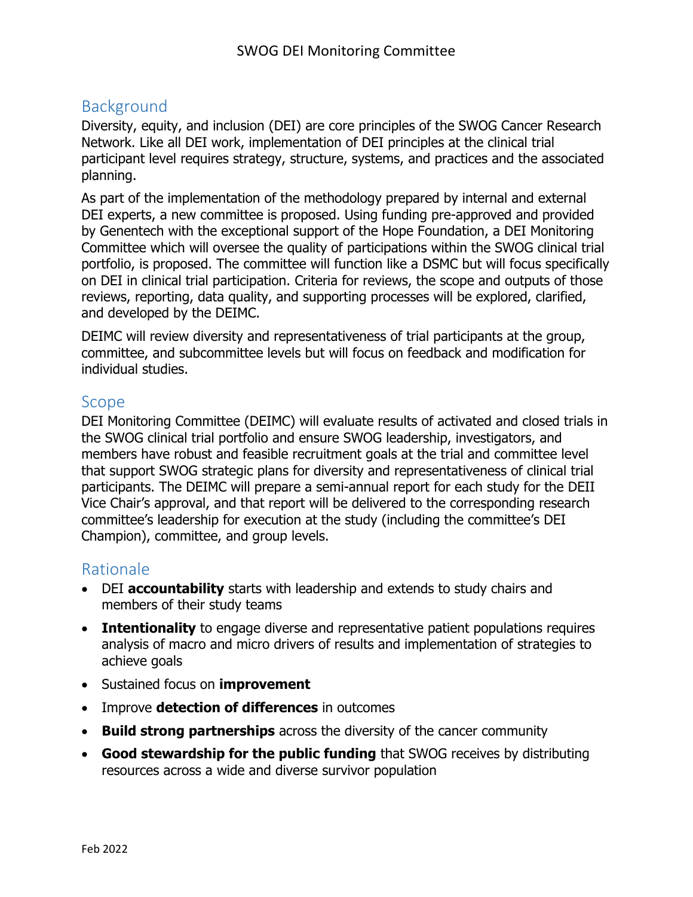# SWOG DEI Monitoring Committee

## Background

Diversity, equity, and inclusion (DEI) are core principles of the SWOG Cancer Research Network. Like all DEI work, implementation of DEI principles at the clinical trial participant level requires strategy, structure, systems, and practices and the associated planning.

As part of the implementation of the methodology prepared by internal and external DEI experts, a new committee is proposed. Using funding pre-approved and provided by Genentech with the exceptional support of the Hope Foundation, a DEI Monitoring Committee which will oversee the quality of participations within the SWOG clinical trial portfolio, is proposed. The committee will function like a DSMC but will focus specifically on DEI in clinical trial participation. Criteria for reviews, the scope and outputs of those reviews, reporting, data quality, and supporting processes will be explored, clarified, and developed by the DEIMC.

DEIMC will review diversity and representativeness of trial participants at the group, committee, and subcommittee levels but will focus on feedback and modification for individual studies.

## Scope

DEI Monitoring Committee (DEIMC) will evaluate results of activated and closed trials in the SWOG clinical trial portfolio and ensure SWOG leadership, investigators, and members have robust and feasible recruitment goals at the trial and committee level that support SWOG strategic plans for diversity and representativeness of clinical trial participants. The DEIMC will prepare a semi-annual report for each study for the DEII Vice Chair's approval, and that report will be delivered to the corresponding research committee's leadership for execution at the study (including the committee's DEI Champion), committee, and group levels.

## Rationale

- DEI **accountability** starts with leadership and extends to study chairs and members of their study teams
- **Intentionality** to engage diverse and representative patient populations requires analysis of macro and micro drivers of results and implementation of strategies to achieve goals
- Sustained focus on **improvement**
- Improve **detection of differences** in outcomes
- **Build strong partnerships** across the diversity of the cancer community
- **Good stewardship for the public funding** that SWOG receives by distributing resources across a wide and diverse survivor population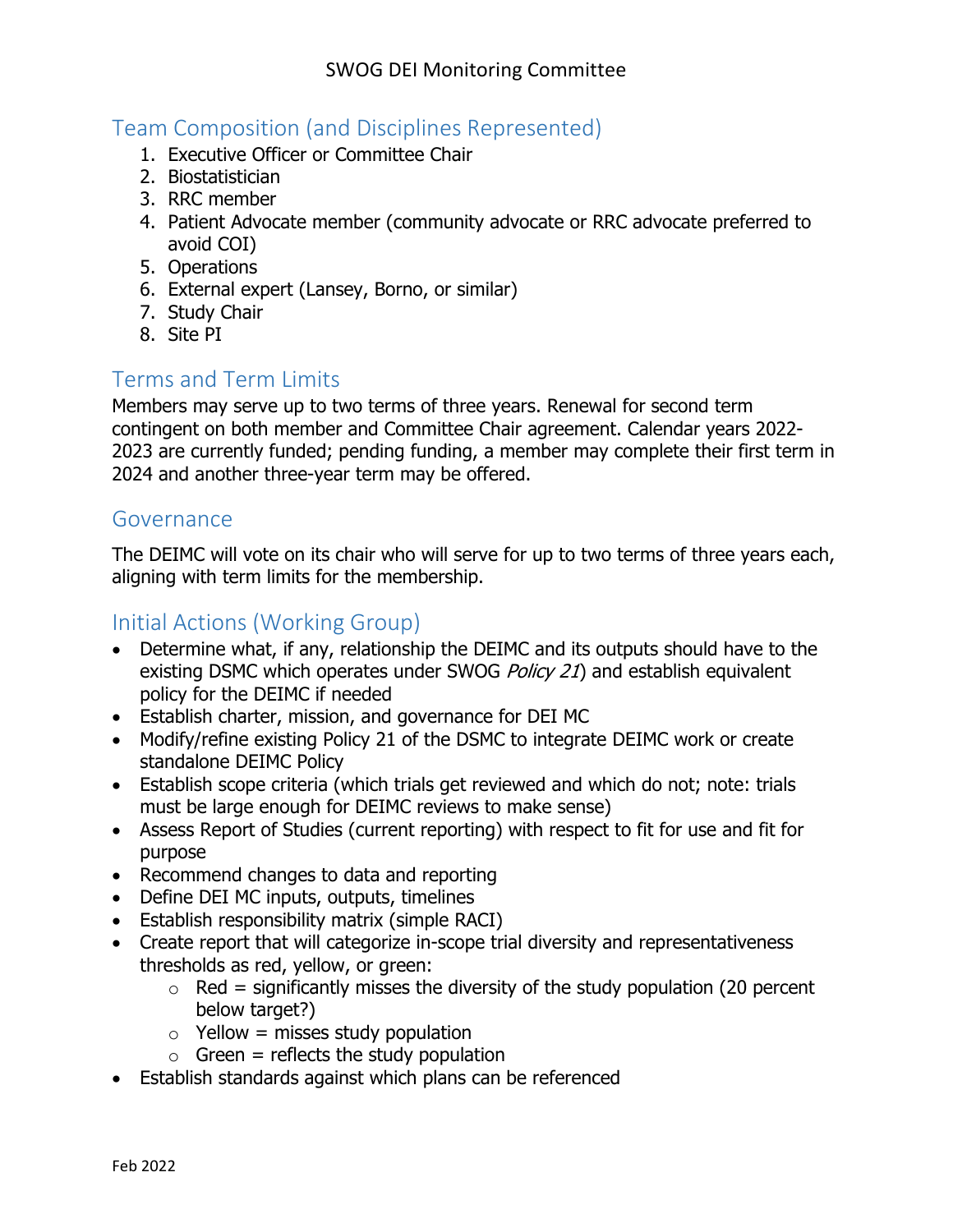## Team Composition (and Disciplines Represented)

1. Executive Officer or Committee Chair
2. Biostatistician
3. RRC member
4. Patient Advocate member (community advocate or RRC advocate preferred to avoid COI)
5. Operations
6. External expert (Lansey, Borno, or similar)
7. Study Chair
8. Site PI

## Terms and Term Limits

Members may serve up to two terms of three years. Renewal for second term contingent on both member and Committee Chair agreement. Calendar years 2022-2023 are currently funded; pending funding, a member may complete their first term in 2024 and another three-year term may be offered.

## Governance

The DEIMC will vote on its chair who will serve for up to two terms of three years each, aligning with term limits for the membership.

## Initial Actions (Working Group)

- Determine what, if any, relationship the DEIMC and its outputs should have to the existing DSMC which operates under SWOG *Policy 21*) and establish equivalent policy for the DEIMC if needed
- Establish charter, mission, and governance for DEI MC
- Modify/refine existing Policy 21 of the DSMC to integrate DEIMC work or create standalone DEIMC Policy
- Establish scope criteria (which trials get reviewed and which do not; note: trials must be large enough for DEIMC reviews to make sense)
- Assess Report of Studies (current reporting) with respect to fit for use and fit for purpose
- Recommend changes to data and reporting
- Define DEI MC inputs, outputs, timelines
- Establish responsibility matrix (simple RACI)
- Create report that will categorize in-scope trial diversity and representativeness thresholds as red, yellow, or green:
  - Red = significantly misses the diversity of the study population (20 percent below target?)
  - Yellow = misses study population
  - Green = reflects the study population
- Establish standards against which plans can be referenced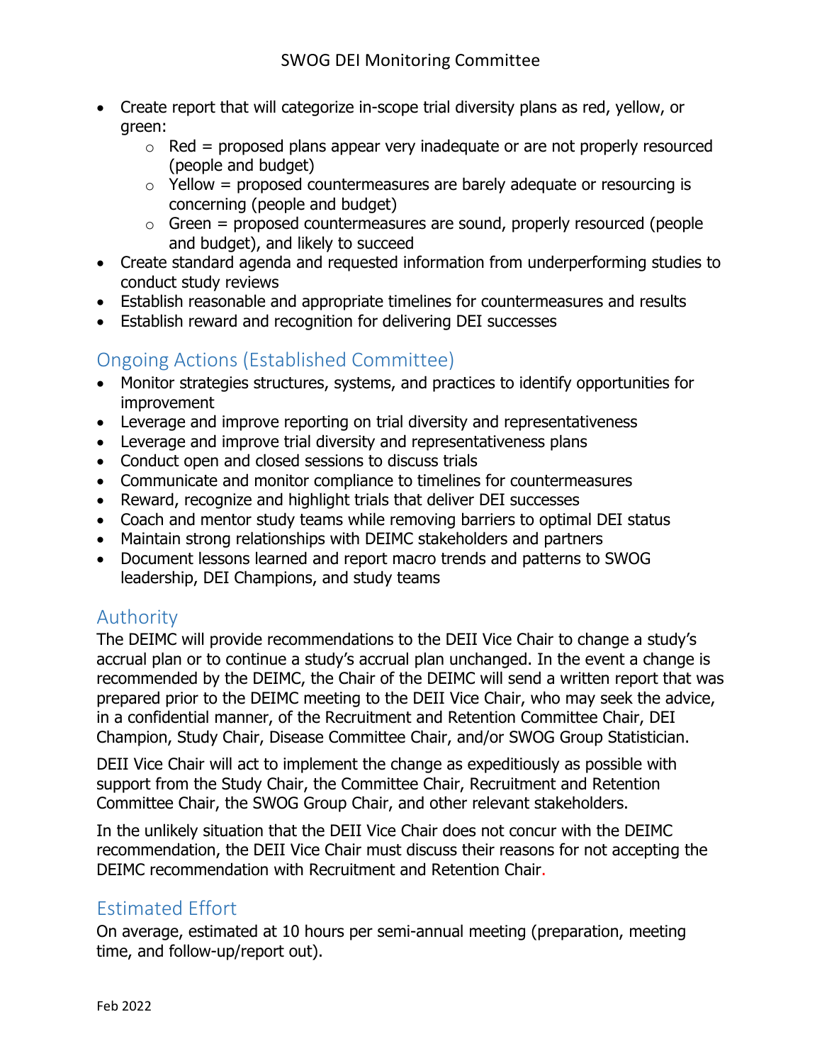- Create report that will categorize in-scope trial diversity plans as red, yellow, or green:
  - Red = proposed plans appear very inadequate or are not properly resourced (people and budget)
  - Yellow = proposed countermeasures are barely adequate or resourcing is concerning (people and budget)
  - Green = proposed countermeasures are sound, properly resourced (people and budget), and likely to succeed
- Create standard agenda and requested information from underperforming studies to conduct study reviews
- Establish reasonable and appropriate timelines for countermeasures and results
- Establish reward and recognition for delivering DEI successes

## Ongoing Actions (Established Committee)

- Monitor strategies structures, systems, and practices to identify opportunities for improvement
- Leverage and improve reporting on trial diversity and representativeness
- Leverage and improve trial diversity and representativeness plans
- Conduct open and closed sessions to discuss trials
- Communicate and monitor compliance to timelines for countermeasures
- Reward, recognize and highlight trials that deliver DEI successes
- Coach and mentor study teams while removing barriers to optimal DEI status
- Maintain strong relationships with DEIMC stakeholders and partners
- Document lessons learned and report macro trends and patterns to SWOG leadership, DEI Champions, and study teams

## Authority

The DEIMC will provide recommendations to the DEII Vice Chair to change a study's accrual plan or to continue a study's accrual plan unchanged. In the event a change is recommended by the DEIMC, the Chair of the DEIMC will send a written report that was prepared prior to the DEIMC meeting to the DEII Vice Chair, who may seek the advice, in a confidential manner, of the Recruitment and Retention Committee Chair, DEI Champion, Study Chair, Disease Committee Chair, and/or SWOG Group Statistician.

DEII Vice Chair will act to implement the change as expeditiously as possible with support from the Study Chair, the Committee Chair, Recruitment and Retention Committee Chair, the SWOG Group Chair, and other relevant stakeholders.

In the unlikely situation that the DEII Vice Chair does not concur with the DEIMC recommendation, the DEII Vice Chair must discuss their reasons for not accepting the DEIMC recommendation with Recruitment and Retention Chair.

## Estimated Effort

On average, estimated at 10 hours per semi-annual meeting (preparation, meeting time, and follow-up/report out).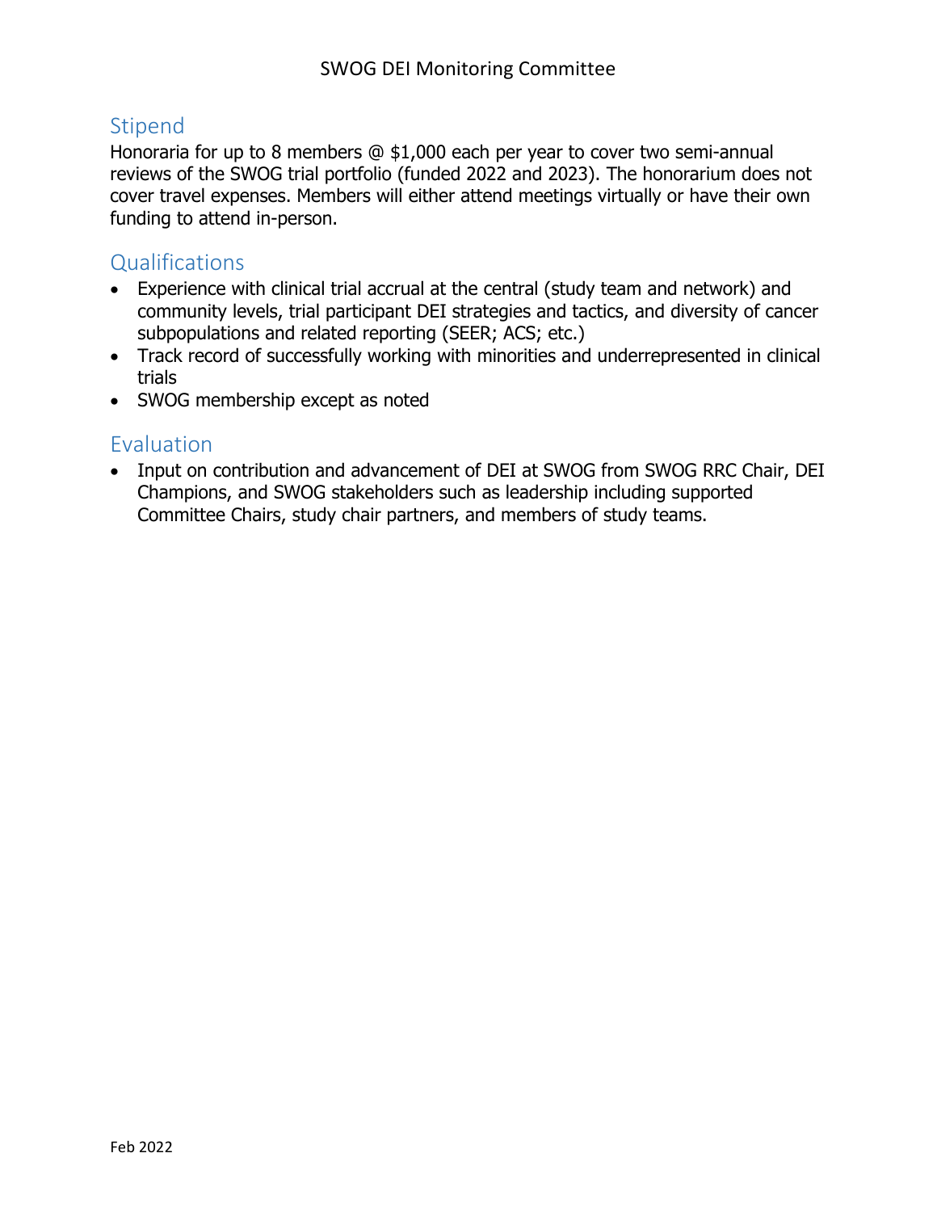## Stipend

Honoraria for up to 8 members @ $1,000 each per year to cover two semi-annual reviews of the SWOG trial portfolio (funded 2022 and 2023). The honorarium does not cover travel expenses. Members will either attend meetings virtually or have their own funding to attend in-person.

## Qualifications

- Experience with clinical trial accrual at the central (study team and network) and community levels, trial participant DEI strategies and tactics, and diversity of cancer subpopulations and related reporting (SEER; ACS; etc.)
- Track record of successfully working with minorities and underrepresented in clinical trials
- SWOG membership except as noted

## Evaluation

- Input on contribution and advancement of DEI at SWOG from SWOG RRC Chair, DEI Champions, and SWOG stakeholders such as leadership including supported Committee Chairs, study chair partners, and members of study teams.